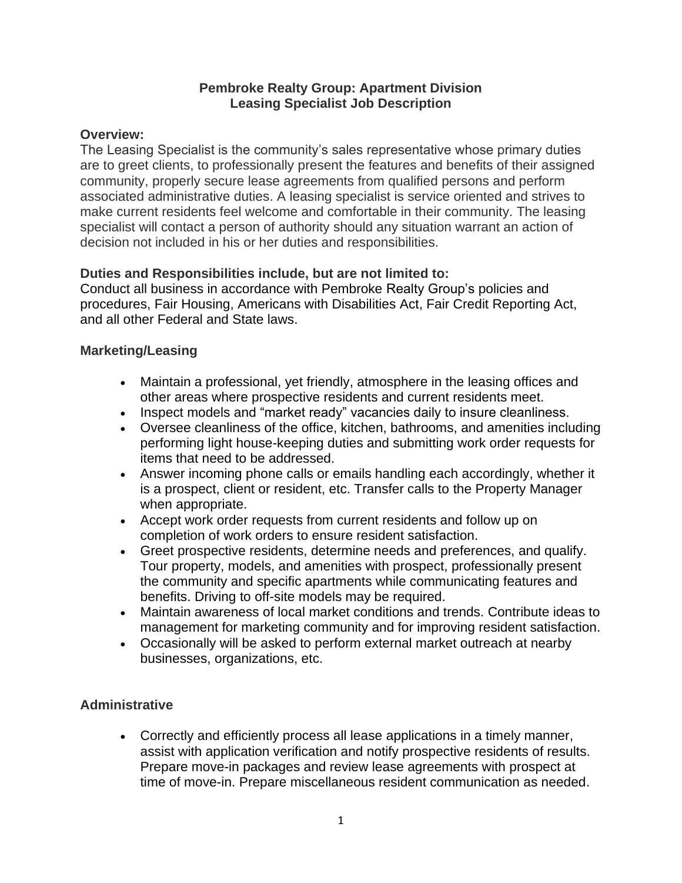# Pembroke Realty Group: Apartment Division
## Leasing Specialist Job Description

### Overview:

The Leasing Specialist is the community's sales representative whose primary duties are to greet clients, to professionally present the features and benefits of their assigned community, properly secure lease agreements from qualified persons and perform associated administrative duties. A leasing specialist is service oriented and strives to make current residents feel welcome and comfortable in their community. The leasing specialist will contact a person of authority should any situation warrant an action of decision not included in his or her duties and responsibilities.

### Duties and Responsibilities include, but are not limited to:

Conduct all business in accordance with Pembroke Realty Group's policies and procedures, Fair Housing, Americans with Disabilities Act, Fair Credit Reporting Act, and all other Federal and State laws.

### Marketing/Leasing

- Maintain a professional, yet friendly, atmosphere in the leasing offices and other areas where prospective residents and current residents meet.
- Inspect models and "market ready" vacancies daily to insure cleanliness.
- Oversee cleanliness of the office, kitchen, bathrooms, and amenities including performing light house-keeping duties and submitting work order requests for items that need to be addressed.
- Answer incoming phone calls or emails handling each accordingly, whether it is a prospect, client or resident, etc. Transfer calls to the Property Manager when appropriate.
- Accept work order requests from current residents and follow up on completion of work orders to ensure resident satisfaction.
- Greet prospective residents, determine needs and preferences, and qualify. Tour property, models, and amenities with prospect, professionally present the community and specific apartments while communicating features and benefits. Driving to off-site models may be required.
- Maintain awareness of local market conditions and trends. Contribute ideas to management for marketing community and for improving resident satisfaction.
- Occasionally will be asked to perform external market outreach at nearby businesses, organizations, etc.

### Administrative

- Correctly and efficiently process all lease applications in a timely manner, assist with application verification and notify prospective residents of results. Prepare move-in packages and review lease agreements with prospect at time of move-in. Prepare miscellaneous resident communication as needed.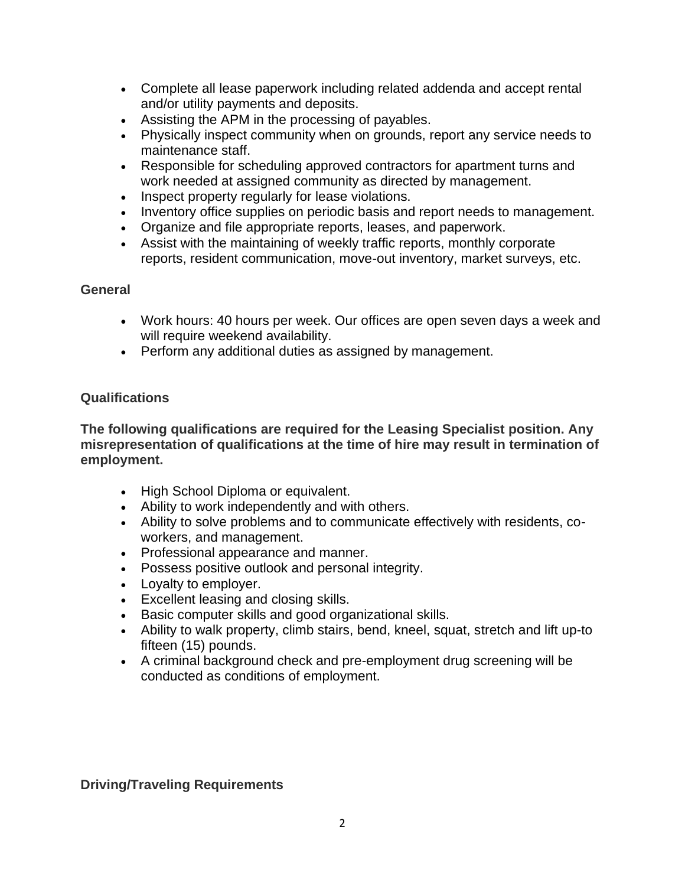- Complete all lease paperwork including related addenda and accept rental and/or utility payments and deposits.
- Assisting the APM in the processing of payables.
- Physically inspect community when on grounds, report any service needs to maintenance staff.
- Responsible for scheduling approved contractors for apartment turns and work needed at assigned community as directed by management.
- Inspect property regularly for lease violations.
- Inventory office supplies on periodic basis and report needs to management.
- Organize and file appropriate reports, leases, and paperwork.
- Assist with the maintaining of weekly traffic reports, monthly corporate reports, resident communication, move-out inventory, market surveys, etc.

### General

- Work hours: 40 hours per week. Our offices are open seven days a week and will require weekend availability.
- Perform any additional duties as assigned by management.

### Qualifications

**The following qualifications are required for the Leasing Specialist position. Any misrepresentation of qualifications at the time of hire may result in termination of employment.**

- High School Diploma or equivalent.
- Ability to work independently and with others.
- Ability to solve problems and to communicate effectively with residents, co-workers, and management.
- Professional appearance and manner.
- Possess positive outlook and personal integrity.
- Loyalty to employer.
- Excellent leasing and closing skills.
- Basic computer skills and good organizational skills.
- Ability to walk property, climb stairs, bend, kneel, squat, stretch and lift up-to fifteen (15) pounds.
- A criminal background check and pre-employment drug screening will be conducted as conditions of employment.

### Driving/Traveling Requirements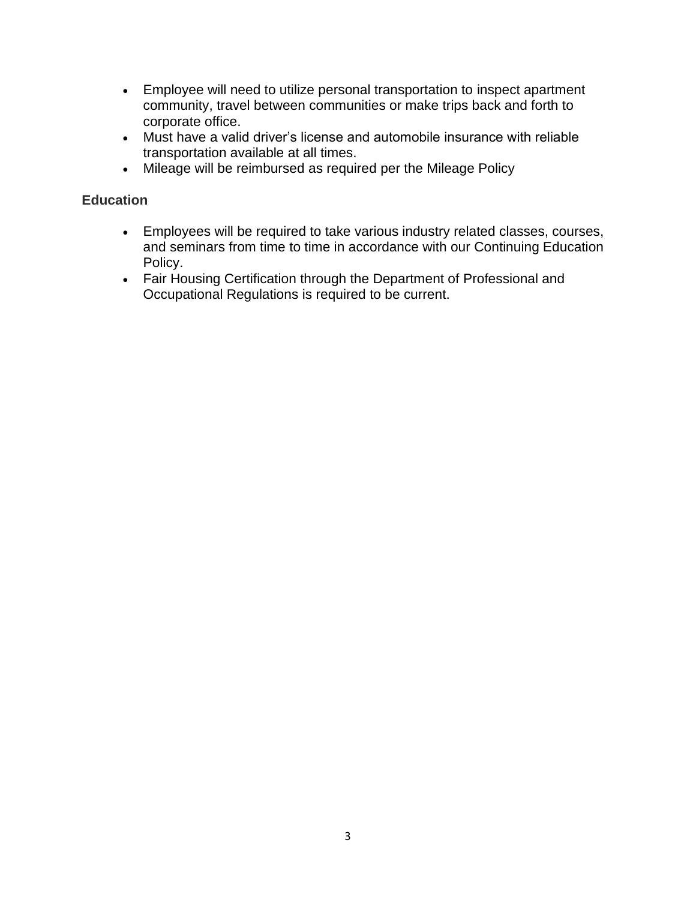- Employee will need to utilize personal transportation to inspect apartment community, travel between communities or make trips back and forth to corporate office.
- Must have a valid driver's license and automobile insurance with reliable transportation available at all times.
- Mileage will be reimbursed as required per the Mileage Policy

### Education

- Employees will be required to take various industry related classes, courses, and seminars from time to time in accordance with our Continuing Education Policy.
- Fair Housing Certification through the Department of Professional and Occupational Regulations is required to be current.